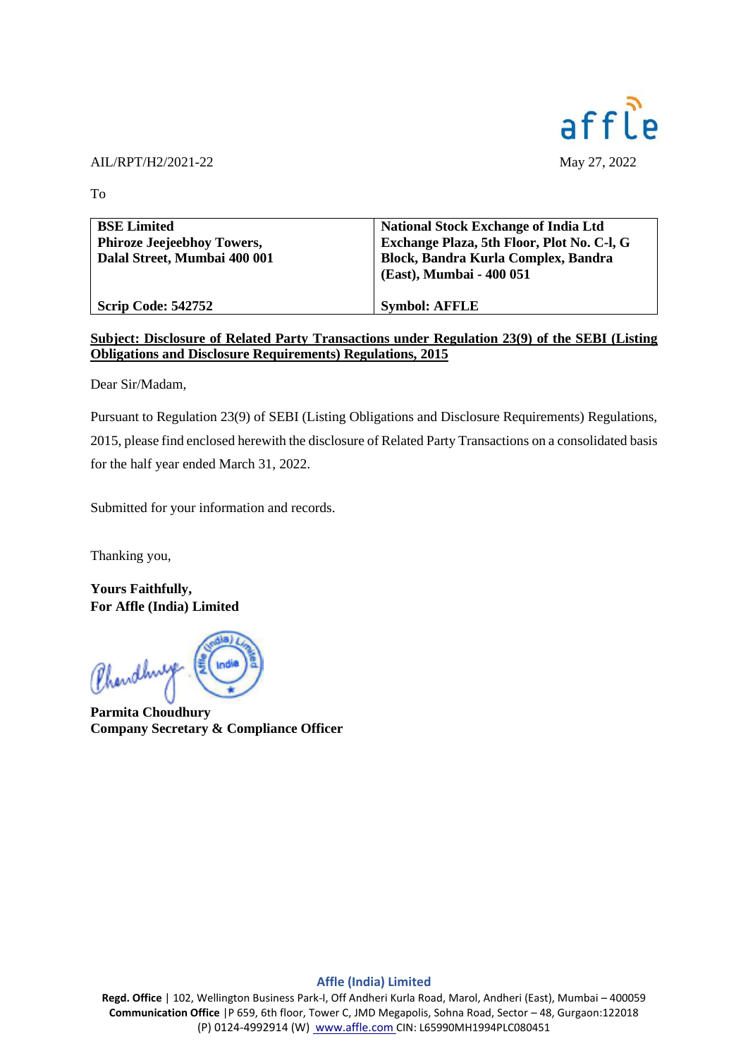AIL/RPT/H2/2021-22

May 27, 2022

To

| **BSE Limited**<br>**Phiroze Jeejeebhoy Towers,**<br>**Dalal Street, Mumbai 400 001** | **National Stock Exchange of India Ltd**<br>**Exchange Plaza, 5th Floor, Plot No. C-l, G Block, Bandra Kurla Complex, Bandra (East), Mumbai - 400 051** |
|---|---|
| **Scrip Code: 542752** | **Symbol: AFFLE** |

**Subject: Disclosure of Related Party Transactions under Regulation 23(9) of the SEBI (Listing Obligations and Disclosure Requirements) Regulations, 2015**

Dear Sir/Madam,

Pursuant to Regulation 23(9) of SEBI (Listing Obligations and Disclosure Requirements) Regulations, 2015, please find enclosed herewith the disclosure of Related Party Transactions on a consolidated basis for the half year ended March 31, 2022.

Submitted for your information and records.

Thanking you,

**Yours Faithfully,**
**For Affle (India) Limited**

**Parmita Choudhury**
**Company Secretary & Compliance Officer**

**Affle (India) Limited**
**Regd. Office** | 102, Wellington Business Park-I, Off Andheri Kurla Road, Marol, Andheri (East), Mumbai – 400059
**Communication Office** |P 659, 6th floor, Tower C, JMD Megapolis, Sohna Road, Sector – 48, Gurgaon:122018
(P) 0124-4992914 (W) www.affle.com CIN: L65990MH1994PLC080451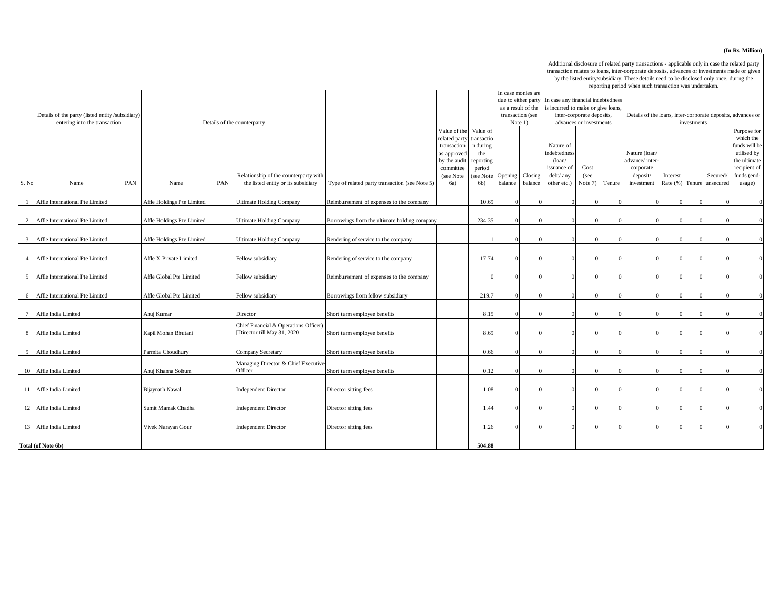(In Rs. Million)

| | Details of the party (listed entity /subsidiary) entering into the transaction | | Details of the counterparty | | | | | | In case monies are due to either party as a result of the transaction (see Note 1) | | In case any financial indebtedness is incurred to make or give loans, inter-corporate deposits, advances or investments | | | Additional disclosure of related party transactions - applicable only in case the related party transaction relates to loans, inter-corporate deposits, advances or investments made or given by the listed entity/subsidiary. These details need to be disclosed only once, during the reporting period when such transaction was undertaken. Details of the loans, inter-corporate deposits, advances or investments | | | | |
|---|---|---|---|---|---|---|---|---|---|---|---|---|---|---|---|---|---|---|
| S. No | Name | PAN | Name | PAN | Relationship of the counterparty with the listed entity or its subsidiary | Type of related party transaction (see Note 5) | Value of the related party transaction as approved by the audit committee (see Note 6a) | Value of transaction during the reporting period (see Note 6b) | Opening balance | Closing balance | Nature of indebtedness (loan/ issuance of debt/ any other etc.) | Cost (see Note 7) | Tenure | Nature (loan/ advance/ inter-corporate deposit/ investment | Interest Rate (%) | Tenure | Secured/ unsecured | Purpose for which the funds will be utilised by the ultimate recipient of funds (end-usage) |
| 1 | Affle International Pte Limited | | Affle Holdings Pte Limited | | Ultimate Holding Company | Reimbursement of expenses to the company | | 10.69 | 0 | 0 | 0 | 0 | 0 | 0 | 0 | 0 | 0 | 0 |
| 2 | Affle International Pte Limited | | Affle Holdings Pte Limited | | Ultimate Holding Company | Borrowings from the ultimate holding company | | 234.35 | 0 | 0 | 0 | 0 | 0 | 0 | 0 | 0 | 0 | 0 |
| 3 | Affle International Pte Limited | | Affle Holdings Pte Limited | | Ultimate Holding Company | Rendering of service to the company | | 1 | 0 | 0 | 0 | 0 | 0 | 0 | 0 | 0 | 0 | 0 |
| 4 | Affle International Pte Limited | | Affle X Private Limited | | Fellow subsidiary | Rendering of service to the company | | 17.74 | 0 | 0 | 0 | 0 | 0 | 0 | 0 | 0 | 0 | 0 |
| 5 | Affle International Pte Limited | | Affle Global Pte Limited | | Fellow subsidiary | Reimbursement of expenses to the company | | 0 | 0 | 0 | 0 | 0 | 0 | 0 | 0 | 0 | 0 | 0 |
| 6 | Affle International Pte Limited | | Affle Global Pte Limited | | Fellow subsidiary | Borrowings from fellow subsidiary | | 219.7 | 0 | 0 | 0 | 0 | 0 | 0 | 0 | 0 | 0 | 0 |
| 7 | Affle India Limited | | Anuj Kumar | | Director | Short term employee benefits | | 8.15 | 0 | 0 | 0 | 0 | 0 | 0 | 0 | 0 | 0 | 0 |
| 8 | Affle India Limited | | Kapil Mohan Bhutani | | Chief Financial & Operations Officer) [Director till May 31, 2020 | Short term employee benefits | | 8.69 | 0 | 0 | 0 | 0 | 0 | 0 | 0 | 0 | 0 | 0 |
| 9 | Affle India Limited | | Parmita Choudhury | | Company Secretary | Short term employee benefits | | 0.66 | 0 | 0 | 0 | 0 | 0 | 0 | 0 | 0 | 0 | 0 |
| 10 | Affle India Limited | | Anuj Khanna Sohum | | Managing Director & Chief Executive Officer | Short term employee benefits | | 0.12 | 0 | 0 | 0 | 0 | 0 | 0 | 0 | 0 | 0 | 0 |
| 11 | Affle India Limited | | Bijaynath Nawal | | Independent Director | Director sitting fees | | 1.08 | 0 | 0 | 0 | 0 | 0 | 0 | 0 | 0 | 0 | 0 |
| 12 | Affle India Limited | | Sumit Mamak Chadha | | Independent Director | Director sitting fees | | 1.44 | 0 | 0 | 0 | 0 | 0 | 0 | 0 | 0 | 0 | 0 |
| 13 | Affle India Limited | | Vivek Narayan Gour | | Independent Director | Director sitting fees | | 1.26 | 0 | 0 | 0 | 0 | 0 | 0 | 0 | 0 | 0 | 0 |
| **Total (of Note 6b)** | | | | | | | | **504.88** | | | | | | | | | | |